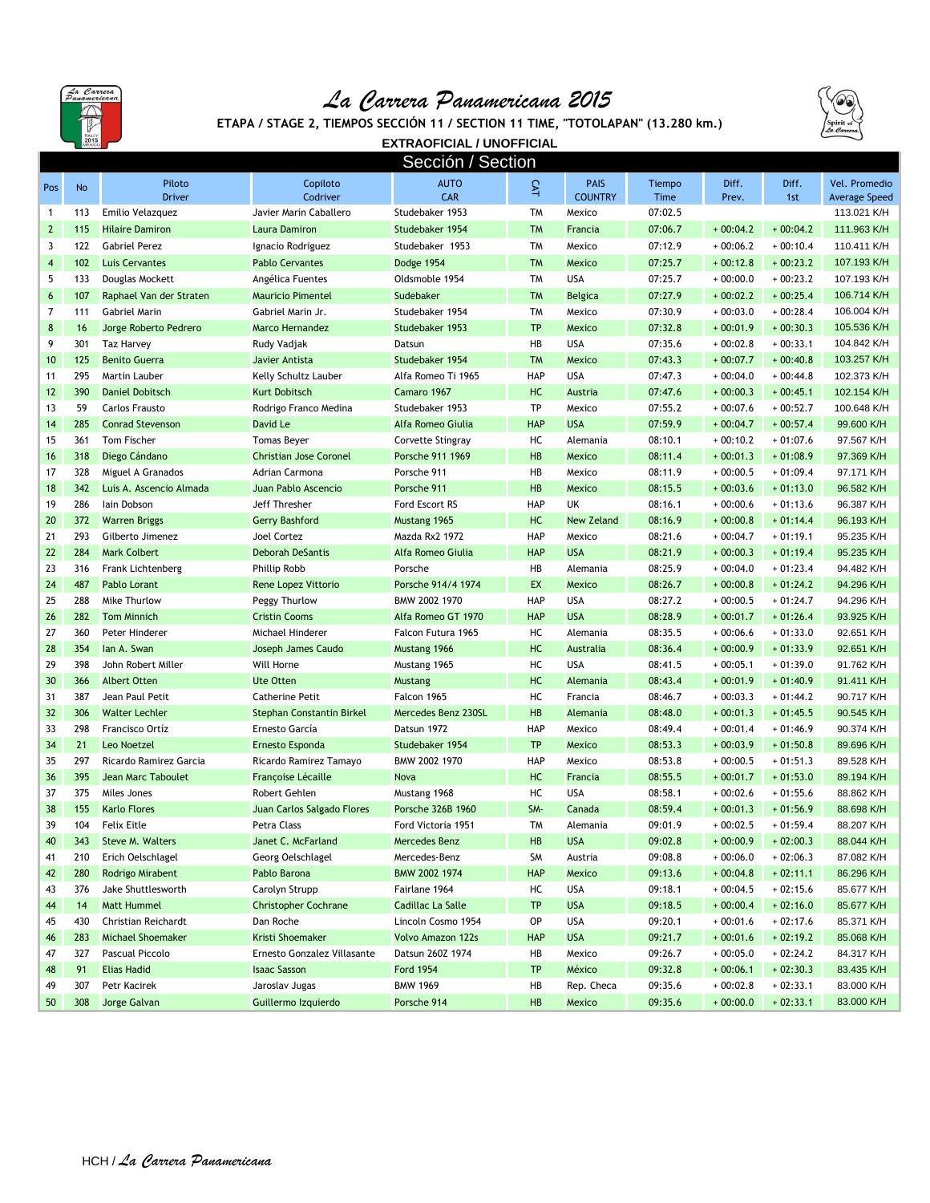# La Carrera Panamericana 2015

**ETAPA / STAGE 2, TIEMPOS SECCIÓN 11 / SECTION 11 TIME, "TOTOLAPAN" (13.280 km.)**

**EXTRAOFICIAL / UNOFFICIAL**

## Sección / Section

| Pos | No | Piloto Driver | Copiloto Codriver | AUTO CAR | CAT | PAIS COUNTRY | Tiempo Time | Diff. Prev. | Diff. 1st | Vel. Promedio Average Speed |
|---|---|---|---|---|---|---|---|---|---|---|
| 1 | 113 | Emilio Velazquez | Javier Marin Caballero | Studebaker 1953 | TM | Mexico | 07:02.5 | | | 113.021 K/H |
| 2 | 115 | Hilaire Damiron | Laura Damiron | Studebaker 1954 | TM | Francia | 07:06.7 | + 00:04.2 | + 00:04.2 | 111.963 K/H |
| 3 | 122 | Gabriel Perez | Ignacio Rodriguez | Studebaker 1953 | TM | Mexico | 07:12.9 | + 00:06.2 | + 00:10.4 | 110.411 K/H |
| 4 | 102 | Luis Cervantes | Pablo Cervantes | Dodge 1954 | TM | Mexico | 07:25.7 | + 00:12.8 | + 00:23.2 | 107.193 K/H |
| 5 | 133 | Douglas Mockett | Angélica Fuentes | Oldsmoble 1954 | TM | USA | 07:25.7 | + 00:00.0 | + 00:23.2 | 107.193 K/H |
| 6 | 107 | Raphael Van der Straten | Mauricio Pimentel | Sudebaker | TM | Belgica | 07:27.9 | + 00:02.2 | + 00:25.4 | 106.714 K/H |
| 7 | 111 | Gabriel Marin | Gabriel Marin Jr. | Studebaker 1954 | TM | Mexico | 07:30.9 | + 00:03.0 | + 00:28.4 | 106.004 K/H |
| 8 | 16 | Jorge Roberto Pedrero | Marco Hernandez | Studebaker 1953 | TP | Mexico | 07:32.8 | + 00:01.9 | + 00:30.3 | 105.536 K/H |
| 9 | 301 | Taz Harvey | Rudy Vadjak | Datsun | HB | USA | 07:35.6 | + 00:02.8 | + 00:33.1 | 104.842 K/H |
| 10 | 125 | Benito Guerra | Javier Antista | Studebaker 1954 | TM | Mexico | 07:43.3 | + 00:07.7 | + 00:40.8 | 103.257 K/H |
| 11 | 295 | Martin Lauber | Kelly Schultz Lauber | Alfa Romeo Ti 1965 | HAP | USA | 07:47.3 | + 00:04.0 | + 00:44.8 | 102.373 K/H |
| 12 | 390 | Daniel Dobitsch | Kurt Dobitsch | Camaro 1967 | HC | Austria | 07:47.6 | + 00:00.3 | + 00:45.1 | 102.154 K/H |
| 13 | 59 | Carlos Frausto | Rodrigo Franco Medina | Studebaker 1953 | TP | Mexico | 07:55.2 | + 00:07.6 | + 00:52.7 | 100.648 K/H |
| 14 | 285 | Conrad Stevenson | David Le | Alfa Romeo Giulia | HAP | USA | 07:59.9 | + 00:04.7 | + 00:57.4 | 99.600 K/H |
| 15 | 361 | Tom Fischer | Tomas Beyer | Corvette Stingray | HC | Alemania | 08:10.1 | + 00:10.2 | + 01:07.6 | 97.567 K/H |
| 16 | 318 | Diego Cándano | Christian Jose Coronel | Porsche 911 1969 | HB | Mexico | 08:11.4 | + 00:01.3 | + 01:08.9 | 97.369 K/H |
| 17 | 328 | Miguel A Granados | Adrian Carmona | Porsche 911 | HB | Mexico | 08:11.9 | + 00:00.5 | + 01:09.4 | 97.171 K/H |
| 18 | 342 | Luis A. Ascencio Almada | Juan Pablo Ascencio | Porsche 911 | HB | Mexico | 08:15.5 | + 00:03.6 | + 01:13.0 | 96.582 K/H |
| 19 | 286 | Iain Dobson | Jeff Thresher | Ford Escort RS | HAP | UK | 08:16.1 | + 00:00.6 | + 01:13.6 | 96.387 K/H |
| 20 | 372 | Warren Briggs | Gerry Bashford | Mustang 1965 | HC | New Zeland | 08:16.9 | + 00:00.8 | + 01:14.4 | 96.193 K/H |
| 21 | 293 | Gilberto Jimenez | Joel Cortez | Mazda Rx2 1972 | HAP | Mexico | 08:21.6 | + 00:04.7 | + 01:19.1 | 95.235 K/H |
| 22 | 284 | Mark Colbert | Deborah DeSantis | Alfa Romeo Giulia | HAP | USA | 08:21.9 | + 00:00.3 | + 01:19.4 | 95.235 K/H |
| 23 | 316 | Frank Lichtenberg | Phillip Robb | Porsche | HB | Alemania | 08:25.9 | + 00:04.0 | + 01:23.4 | 94.482 K/H |
| 24 | 487 | Pablo Lorant | Rene Lopez Vittorio | Porsche 914/4 1974 | EX | Mexico | 08:26.7 | + 00:00.8 | + 01:24.2 | 94.296 K/H |
| 25 | 288 | Mike Thurlow | Peggy Thurlow | BMW 2002 1970 | HAP | USA | 08:27.2 | + 00:00.5 | + 01:24.7 | 94.296 K/H |
| 26 | 282 | Tom Minnich | Cristin Cooms | Alfa Romeo GT 1970 | HAP | USA | 08:28.9 | + 00:01.7 | + 01:26.4 | 93.925 K/H |
| 27 | 360 | Peter Hinderer | Michael Hinderer | Falcon Futura 1965 | HC | Alemania | 08:35.5 | + 00:06.6 | + 01:33.0 | 92.651 K/H |
| 28 | 354 | Ian A. Swan | Joseph James Caudo | Mustang 1966 | HC | Australia | 08:36.4 | + 00:00.9 | + 01:33.9 | 92.651 K/H |
| 29 | 398 | John Robert Miller | Will Horne | Mustang 1965 | HC | USA | 08:41.5 | + 00:05.1 | + 01:39.0 | 91.762 K/H |
| 30 | 366 | Albert Otten | Ute Otten | Mustang | HC | Alemania | 08:43.4 | + 00:01.9 | + 01:40.9 | 91.411 K/H |
| 31 | 387 | Jean Paul Petit | Catherine Petit | Falcon 1965 | HC | Francia | 08:46.7 | + 00:03.3 | + 01:44.2 | 90.717 K/H |
| 32 | 306 | Walter Lechler | Stephan Constantin Birkel | Mercedes Benz 230SL | HB | Alemania | 08:48.0 | + 00:01.3 | + 01:45.5 | 90.545 K/H |
| 33 | 298 | Francisco Ortíz | Ernesto García | Datsun 1972 | HAP | Mexico | 08:49.4 | + 00:01.4 | + 01:46.9 | 90.374 K/H |
| 34 | 21 | Leo Noetzel | Ernesto Esponda | Studebaker 1954 | TP | Mexico | 08:53.3 | + 00:03.9 | + 01:50.8 | 89.696 K/H |
| 35 | 297 | Ricardo Ramirez Garcia | Ricardo Ramirez Tamayo | BMW 2002 1970 | HAP | Mexico | 08:53.8 | + 00:00.5 | + 01:51.3 | 89.528 K/H |
| 36 | 395 | Jean Marc Taboulet | Françoise Lécaille | Nova | HC | Francia | 08:55.5 | + 00:01.7 | + 01:53.0 | 89.194 K/H |
| 37 | 375 | Miles Jones | Robert Gehlen | Mustang 1968 | HC | USA | 08:58.1 | + 00:02.6 | + 01:55.6 | 88.862 K/H |
| 38 | 155 | Karlo Flores | Juan Carlos Salgado Flores | Porsche 326B 1960 | SM- | Canada | 08:59.4 | + 00:01.3 | + 01:56.9 | 88.698 K/H |
| 39 | 104 | Felix Eitle | Petra Class | Ford Victoria 1951 | TM | Alemania | 09:01.9 | + 00:02.5 | + 01:59.4 | 88.207 K/H |
| 40 | 343 | Steve M. Walters | Janet C. McFarland | Mercedes Benz | HB | USA | 09:02.8 | + 00:00.9 | + 02:00.3 | 88.044 K/H |
| 41 | 210 | Erich Oelschlagel | Georg Oelschlagel | Mercedes-Benz | SM | Austria | 09:08.8 | + 00:06.0 | + 02:06.3 | 87.082 K/H |
| 42 | 280 | Rodrigo Mirabent | Pablo Barona | BMW 2002 1974 | HAP | Mexico | 09:13.6 | + 00:04.8 | + 02:11.1 | 86.296 K/H |
| 43 | 376 | Jake Shuttlesworth | Carolyn Strupp | Fairlane 1964 | HC | USA | 09:18.1 | + 00:04.5 | + 02:15.6 | 85.677 K/H |
| 44 | 14 | Matt Hummel | Christopher Cochrane | Cadillac La Salle | TP | USA | 09:18.5 | + 00:00.4 | + 02:16.0 | 85.677 K/H |
| 45 | 430 | Christian Reichardt | Dan Roche | Lincoln Cosmo 1954 | OP | USA | 09:20.1 | + 00:01.6 | + 02:17.6 | 85.371 K/H |
| 46 | 283 | Michael Shoemaker | Kristi Shoemaker | Volvo Amazon 122s | HAP | USA | 09:21.7 | + 00:01.6 | + 02:19.2 | 85.068 K/H |
| 47 | 327 | Pascual Piccolo | Ernesto Gonzalez Villasante | Datsun 260Z 1974 | HB | Mexico | 09:26.7 | + 00:05.0 | + 02:24.2 | 84.317 K/H |
| 48 | 91 | Elias Hadid | Isaac Sasson | Ford 1954 | TP | México | 09:32.8 | + 00:06.1 | + 02:30.3 | 83.435 K/H |
| 49 | 307 | Petr Kacirek | Jaroslav Jugas | BMW 1969 | HB | Rep. Checa | 09:35.6 | + 00:02.8 | + 02:33.1 | 83.000 K/H |
| 50 | 308 | Jorge Galvan | Guillermo Izquierdo | Porsche 914 | HB | Mexico | 09:35.6 | + 00:00.0 | + 02:33.1 | 83.000 K/H |

HCH / *La Carrera Panamericana*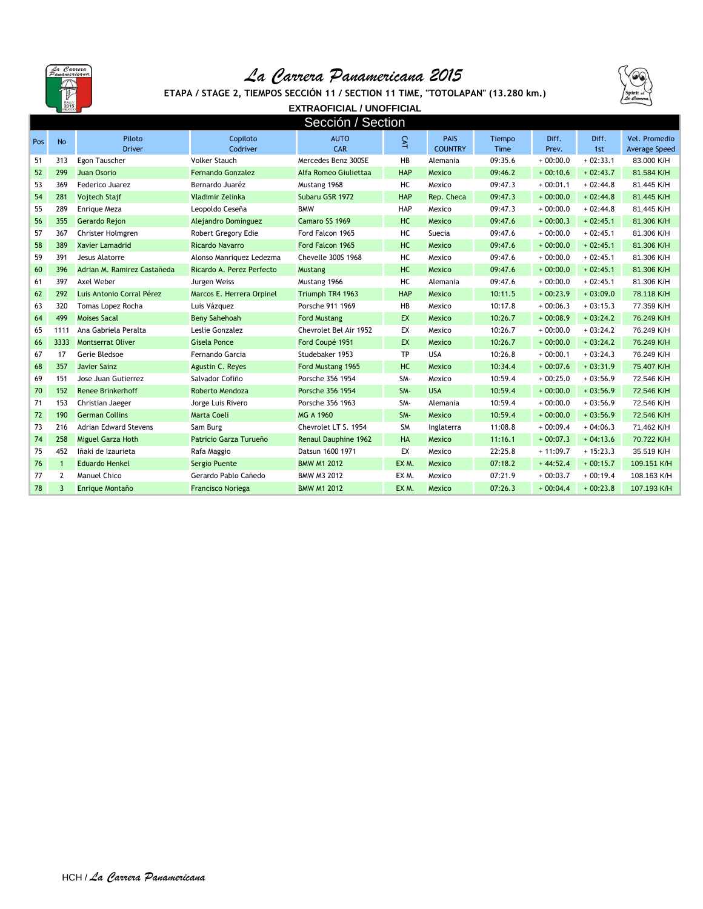# La Carrera Panamericana 2015

**ETAPA / STAGE 2, TIEMPOS SECCIÓN 11 / SECTION 11 TIME, "TOTOLAPAN" (13.280 km.)**

**EXTRAOFICIAL / UNOFFICIAL**

Sección / Section

| Pos | No | Piloto Driver | Copiloto Codriver | AUTO CAR | CAT | PAIS COUNTRY | Tiempo Time | Diff. Prev. | Diff. 1st | Vel. Promedio Average Speed |
|---|---|---|---|---|---|---|---|---|---|---|
| 51 | 313 | Egon Tauscher | Volker Stauch | Mercedes Benz 300SE | HB | Alemania | 09:35.6 | + 00:00.0 | + 02:33.1 | 83.000 K/H |
| 52 | 299 | Juan Osorio | Fernando Gonzalez | Alfa Romeo Giuliettaa | HAP | Mexico | 09:46.2 | + 00:10.6 | + 02:43.7 | 81.584 K/H |
| 53 | 369 | Federico Juarez | Bernardo Juaréz | Mustang 1968 | HC | Mexico | 09:47.3 | + 00:01.1 | + 02:44.8 | 81.445 K/H |
| 54 | 281 | Vojtech Stajf | Vladimir Zelinka | Subaru GSR 1972 | HAP | Rep. Checa | 09:47.3 | + 00:00.0 | + 02:44.8 | 81.445 K/H |
| 55 | 289 | Enrique Meza | Leopoldo Ceseña | BMW | HAP | Mexico | 09:47.3 | + 00:00.0 | + 02:44.8 | 81.445 K/H |
| 56 | 355 | Gerardo Rejon | Alejandro Dominguez | Camaro SS 1969 | HC | Mexico | 09:47.6 | + 00:00.3 | + 02:45.1 | 81.306 K/H |
| 57 | 367 | Christer Holmgren | Robert Gregory Edie | Ford Falcon 1965 | HC | Suecia | 09:47.6 | + 00:00.0 | + 02:45.1 | 81.306 K/H |
| 58 | 389 | Xavier Lamadrid | Ricardo Navarro | Ford Falcon 1965 | HC | Mexico | 09:47.6 | + 00:00.0 | + 02:45.1 | 81.306 K/H |
| 59 | 391 | Jesus Alatorre | Alonso Manriquez Ledezma | Chevelle 300S 1968 | HC | Mexico | 09:47.6 | + 00:00.0 | + 02:45.1 | 81.306 K/H |
| 60 | 396 | Adrian M. Ramirez Castañeda | Ricardo A. Perez Perfecto | Mustang | HC | Mexico | 09:47.6 | + 00:00.0 | + 02:45.1 | 81.306 K/H |
| 61 | 397 | Axel Weber | Jurgen Weiss | Mustang 1966 | HC | Alemania | 09:47.6 | + 00:00.0 | + 02:45.1 | 81.306 K/H |
| 62 | 292 | Luis Antonio Corral Pérez | Marcos E. Herrera Orpinel | Triumph TR4 1963 | HAP | Mexico | 10:11.5 | + 00:23.9 | + 03:09.0 | 78.118 K/H |
| 63 | 320 | Tomas Lopez Rocha | Luis Vázquez | Porsche 911 1969 | HB | Mexico | 10:17.8 | + 00:06.3 | + 03:15.3 | 77.359 K/H |
| 64 | 499 | Moises Sacal | Beny Sahehoah | Ford Mustang | EX | Mexico | 10:26.7 | + 00:08.9 | + 03:24.2 | 76.249 K/H |
| 65 | 1111 | Ana Gabriela Peralta | Leslie Gonzalez | Chevrolet Bel Air 1952 | EX | Mexico | 10:26.7 | + 00:00.0 | + 03:24.2 | 76.249 K/H |
| 66 | 3333 | Montserrat Oliver | Gisela Ponce | Ford Coupé 1951 | EX | Mexico | 10:26.7 | + 00:00.0 | + 03:24.2 | 76.249 K/H |
| 67 | 17 | Gerie Bledsoe | Fernando Garcia | Studebaker 1953 | TP | USA | 10:26.8 | + 00:00.1 | + 03:24.3 | 76.249 K/H |
| 68 | 357 | Javier Sainz | Agustin C. Reyes | Ford Mustang 1965 | HC | Mexico | 10:34.4 | + 00:07.6 | + 03:31.9 | 75.407 K/H |
| 69 | 151 | Jose Juan Gutierrez | Salvador Cofiño | Porsche 356 1954 | SM- | Mexico | 10:59.4 | + 00:25.0 | + 03:56.9 | 72.546 K/H |
| 70 | 152 | Renee Brinkerhoff | Roberto Mendoza | Porsche 356 1954 | SM- | USA | 10:59.4 | + 00:00.0 | + 03:56.9 | 72.546 K/H |
| 71 | 153 | Christian Jaeger | Jorge Luis Rivero | Porsche 356 1963 | SM- | Alemania | 10:59.4 | + 00:00.0 | + 03:56.9 | 72.546 K/H |
| 72 | 190 | German Collins | Marta Coeli | MG A 1960 | SM- | Mexico | 10:59.4 | + 00:00.0 | + 03:56.9 | 72.546 K/H |
| 73 | 216 | Adrian Edward Stevens | Sam Burg | Chevrolet LT S. 1954 | SM | Inglaterra | 11:08.8 | + 00:09.4 | + 04:06.3 | 71.462 K/H |
| 74 | 258 | Miguel Garza Hoth | Patricio Garza Turueño | Renaul Dauphine 1962 | HA | Mexico | 11:16.1 | + 00:07.3 | + 04:13.6 | 70.722 K/H |
| 75 | 452 | Iñaki de Izaurieta | Rafa Maggio | Datsun 1600 1971 | EX | Mexico | 22:25.8 | + 11:09.7 | + 15:23.3 | 35.519 K/H |
| 76 | 1 | Eduardo Henkel | Sergio Puente | BMW M1 2012 | EX M. | Mexico | 07:18.2 | + 44:52.4 | + 00:15.7 | 109.151 K/H |
| 77 | 2 | Manuel Chico | Gerardo Pablo Cañedo | BMW M3 2012 | EX M. | Mexico | 07:21.9 | + 00:03.7 | + 00:19.4 | 108.163 K/H |
| 78 | 3 | Enrique Montaño | Francisco Noriega | BMW M1 2012 | EX M. | Mexico | 07:26.3 | + 00:04.4 | + 00:23.8 | 107.193 K/H |

HCH / La Carrera Panamericana